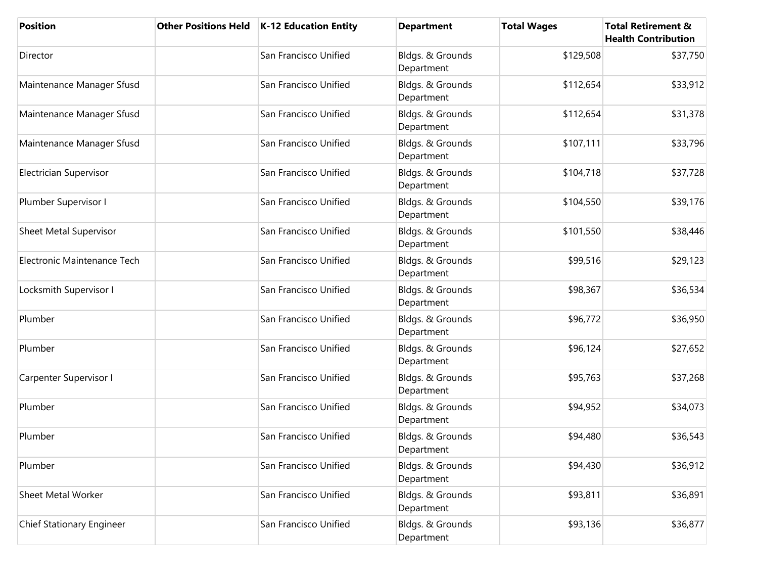| Position | Other Positions Held | K-12 Education Entity | Department | Total Wages | Total Retirement & Health Contribution |
|---|---|---|---|---|---|
| Director | | San Francisco Unified | Bldgs. & Grounds Department | $129,508 | $37,750 |
| Maintenance Manager Sfusd | | San Francisco Unified | Bldgs. & Grounds Department | $112,654 | $33,912 |
| Maintenance Manager Sfusd | | San Francisco Unified | Bldgs. & Grounds Department | $112,654 | $31,378 |
| Maintenance Manager Sfusd | | San Francisco Unified | Bldgs. & Grounds Department | $107,111 | $33,796 |
| Electrician Supervisor | | San Francisco Unified | Bldgs. & Grounds Department | $104,718 | $37,728 |
| Plumber Supervisor I | | San Francisco Unified | Bldgs. & Grounds Department | $104,550 | $39,176 |
| Sheet Metal Supervisor | | San Francisco Unified | Bldgs. & Grounds Department | $101,550 | $38,446 |
| Electronic Maintenance Tech | | San Francisco Unified | Bldgs. & Grounds Department | $99,516 | $29,123 |
| Locksmith Supervisor I | | San Francisco Unified | Bldgs. & Grounds Department | $98,367 | $36,534 |
| Plumber | | San Francisco Unified | Bldgs. & Grounds Department | $96,772 | $36,950 |
| Plumber | | San Francisco Unified | Bldgs. & Grounds Department | $96,124 | $27,652 |
| Carpenter Supervisor I | | San Francisco Unified | Bldgs. & Grounds Department | $95,763 | $37,268 |
| Plumber | | San Francisco Unified | Bldgs. & Grounds Department | $94,952 | $34,073 |
| Plumber | | San Francisco Unified | Bldgs. & Grounds Department | $94,480 | $36,543 |
| Plumber | | San Francisco Unified | Bldgs. & Grounds Department | $94,430 | $36,912 |
| Sheet Metal Worker | | San Francisco Unified | Bldgs. & Grounds Department | $93,811 | $36,891 |
| Chief Stationary Engineer | | San Francisco Unified | Bldgs. & Grounds Department | $93,136 | $36,877 |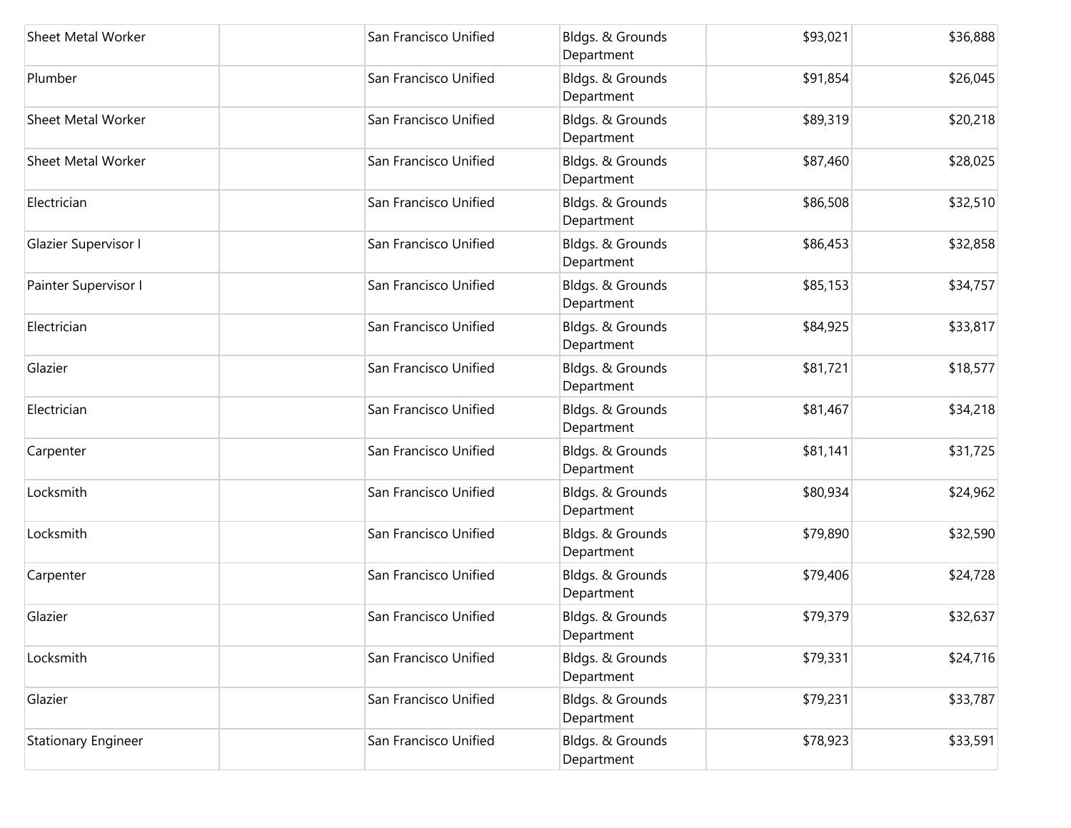| | | | | | |
|---|---|---|---|---|---|
| Sheet Metal Worker | | San Francisco Unified | Bldgs. & Grounds Department | $93,021 | $36,888 |
| Plumber | | San Francisco Unified | Bldgs. & Grounds Department | $91,854 | $26,045 |
| Sheet Metal Worker | | San Francisco Unified | Bldgs. & Grounds Department | $89,319 | $20,218 |
| Sheet Metal Worker | | San Francisco Unified | Bldgs. & Grounds Department | $87,460 | $28,025 |
| Electrician | | San Francisco Unified | Bldgs. & Grounds Department | $86,508 | $32,510 |
| Glazier Supervisor I | | San Francisco Unified | Bldgs. & Grounds Department | $86,453 | $32,858 |
| Painter Supervisor I | | San Francisco Unified | Bldgs. & Grounds Department | $85,153 | $34,757 |
| Electrician | | San Francisco Unified | Bldgs. & Grounds Department | $84,925 | $33,817 |
| Glazier | | San Francisco Unified | Bldgs. & Grounds Department | $81,721 | $18,577 |
| Electrician | | San Francisco Unified | Bldgs. & Grounds Department | $81,467 | $34,218 |
| Carpenter | | San Francisco Unified | Bldgs. & Grounds Department | $81,141 | $31,725 |
| Locksmith | | San Francisco Unified | Bldgs. & Grounds Department | $80,934 | $24,962 |
| Locksmith | | San Francisco Unified | Bldgs. & Grounds Department | $79,890 | $32,590 |
| Carpenter | | San Francisco Unified | Bldgs. & Grounds Department | $79,406 | $24,728 |
| Glazier | | San Francisco Unified | Bldgs. & Grounds Department | $79,379 | $32,637 |
| Locksmith | | San Francisco Unified | Bldgs. & Grounds Department | $79,331 | $24,716 |
| Glazier | | San Francisco Unified | Bldgs. & Grounds Department | $79,231 | $33,787 |
| Stationary Engineer | | San Francisco Unified | Bldgs. & Grounds Department | $78,923 | $33,591 |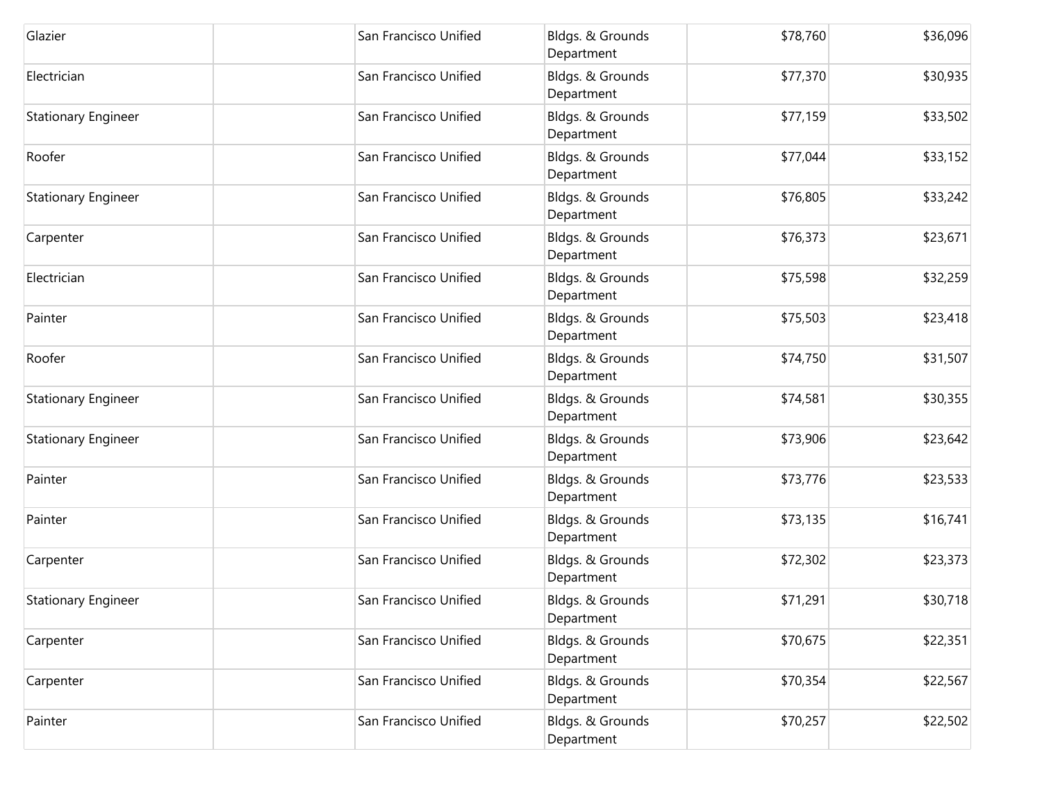| | | | | | |
|---|---|---|---|---|---|
| Glazier | | San Francisco Unified | Bldgs. & Grounds Department | $78,760 | $36,096 |
| Electrician | | San Francisco Unified | Bldgs. & Grounds Department | $77,370 | $30,935 |
| Stationary Engineer | | San Francisco Unified | Bldgs. & Grounds Department | $77,159 | $33,502 |
| Roofer | | San Francisco Unified | Bldgs. & Grounds Department | $77,044 | $33,152 |
| Stationary Engineer | | San Francisco Unified | Bldgs. & Grounds Department | $76,805 | $33,242 |
| Carpenter | | San Francisco Unified | Bldgs. & Grounds Department | $76,373 | $23,671 |
| Electrician | | San Francisco Unified | Bldgs. & Grounds Department | $75,598 | $32,259 |
| Painter | | San Francisco Unified | Bldgs. & Grounds Department | $75,503 | $23,418 |
| Roofer | | San Francisco Unified | Bldgs. & Grounds Department | $74,750 | $31,507 |
| Stationary Engineer | | San Francisco Unified | Bldgs. & Grounds Department | $74,581 | $30,355 |
| Stationary Engineer | | San Francisco Unified | Bldgs. & Grounds Department | $73,906 | $23,642 |
| Painter | | San Francisco Unified | Bldgs. & Grounds Department | $73,776 | $23,533 |
| Painter | | San Francisco Unified | Bldgs. & Grounds Department | $73,135 | $16,741 |
| Carpenter | | San Francisco Unified | Bldgs. & Grounds Department | $72,302 | $23,373 |
| Stationary Engineer | | San Francisco Unified | Bldgs. & Grounds Department | $71,291 | $30,718 |
| Carpenter | | San Francisco Unified | Bldgs. & Grounds Department | $70,675 | $22,351 |
| Carpenter | | San Francisco Unified | Bldgs. & Grounds Department | $70,354 | $22,567 |
| Painter | | San Francisco Unified | Bldgs. & Grounds Department | $70,257 | $22,502 |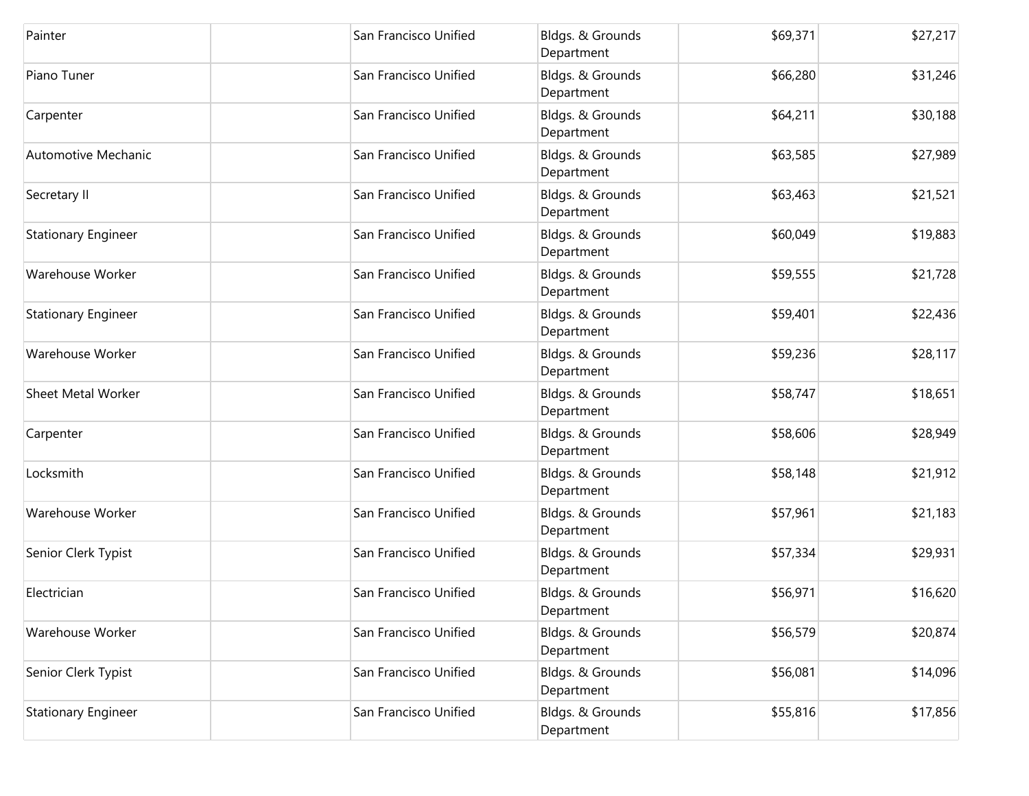| | | | | | |
|---|---|---|---|---|---|
| Painter | | San Francisco Unified | Bldgs. & Grounds Department | $69,371 | $27,217 |
| Piano Tuner | | San Francisco Unified | Bldgs. & Grounds Department | $66,280 | $31,246 |
| Carpenter | | San Francisco Unified | Bldgs. & Grounds Department | $64,211 | $30,188 |
| Automotive Mechanic | | San Francisco Unified | Bldgs. & Grounds Department | $63,585 | $27,989 |
| Secretary II | | San Francisco Unified | Bldgs. & Grounds Department | $63,463 | $21,521 |
| Stationary Engineer | | San Francisco Unified | Bldgs. & Grounds Department | $60,049 | $19,883 |
| Warehouse Worker | | San Francisco Unified | Bldgs. & Grounds Department | $59,555 | $21,728 |
| Stationary Engineer | | San Francisco Unified | Bldgs. & Grounds Department | $59,401 | $22,436 |
| Warehouse Worker | | San Francisco Unified | Bldgs. & Grounds Department | $59,236 | $28,117 |
| Sheet Metal Worker | | San Francisco Unified | Bldgs. & Grounds Department | $58,747 | $18,651 |
| Carpenter | | San Francisco Unified | Bldgs. & Grounds Department | $58,606 | $28,949 |
| Locksmith | | San Francisco Unified | Bldgs. & Grounds Department | $58,148 | $21,912 |
| Warehouse Worker | | San Francisco Unified | Bldgs. & Grounds Department | $57,961 | $21,183 |
| Senior Clerk Typist | | San Francisco Unified | Bldgs. & Grounds Department | $57,334 | $29,931 |
| Electrician | | San Francisco Unified | Bldgs. & Grounds Department | $56,971 | $16,620 |
| Warehouse Worker | | San Francisco Unified | Bldgs. & Grounds Department | $56,579 | $20,874 |
| Senior Clerk Typist | | San Francisco Unified | Bldgs. & Grounds Department | $56,081 | $14,096 |
| Stationary Engineer | | San Francisco Unified | Bldgs. & Grounds Department | $55,816 | $17,856 |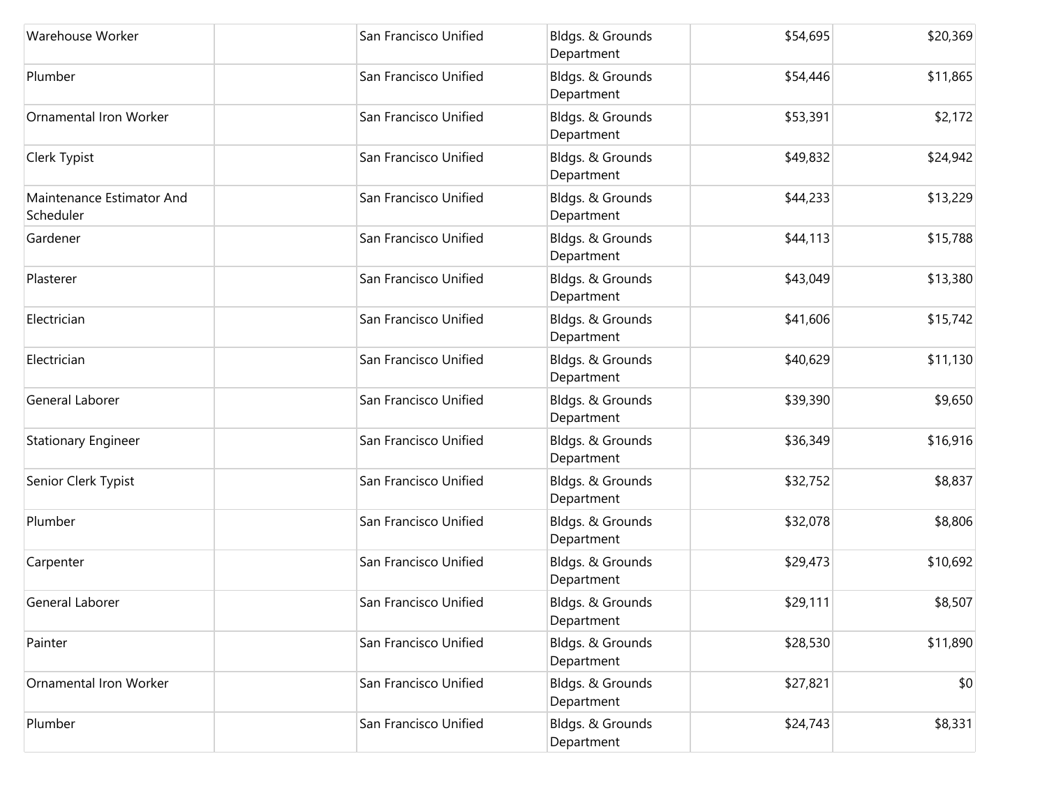| | | | | | |
|---|---|---|---|---|---|
| Warehouse Worker | | San Francisco Unified | Bldgs. & Grounds Department | $54,695 | $20,369 |
| Plumber | | San Francisco Unified | Bldgs. & Grounds Department | $54,446 | $11,865 |
| Ornamental Iron Worker | | San Francisco Unified | Bldgs. & Grounds Department | $53,391 | $2,172 |
| Clerk Typist | | San Francisco Unified | Bldgs. & Grounds Department | $49,832 | $24,942 |
| Maintenance Estimator And Scheduler | | San Francisco Unified | Bldgs. & Grounds Department | $44,233 | $13,229 |
| Gardener | | San Francisco Unified | Bldgs. & Grounds Department | $44,113 | $15,788 |
| Plasterer | | San Francisco Unified | Bldgs. & Grounds Department | $43,049 | $13,380 |
| Electrician | | San Francisco Unified | Bldgs. & Grounds Department | $41,606 | $15,742 |
| Electrician | | San Francisco Unified | Bldgs. & Grounds Department | $40,629 | $11,130 |
| General Laborer | | San Francisco Unified | Bldgs. & Grounds Department | $39,390 | $9,650 |
| Stationary Engineer | | San Francisco Unified | Bldgs. & Grounds Department | $36,349 | $16,916 |
| Senior Clerk Typist | | San Francisco Unified | Bldgs. & Grounds Department | $32,752 | $8,837 |
| Plumber | | San Francisco Unified | Bldgs. & Grounds Department | $32,078 | $8,806 |
| Carpenter | | San Francisco Unified | Bldgs. & Grounds Department | $29,473 | $10,692 |
| General Laborer | | San Francisco Unified | Bldgs. & Grounds Department | $29,111 | $8,507 |
| Painter | | San Francisco Unified | Bldgs. & Grounds Department | $28,530 | $11,890 |
| Ornamental Iron Worker | | San Francisco Unified | Bldgs. & Grounds Department | $27,821 | $0 |
| Plumber | | San Francisco Unified | Bldgs. & Grounds Department | $24,743 | $8,331 |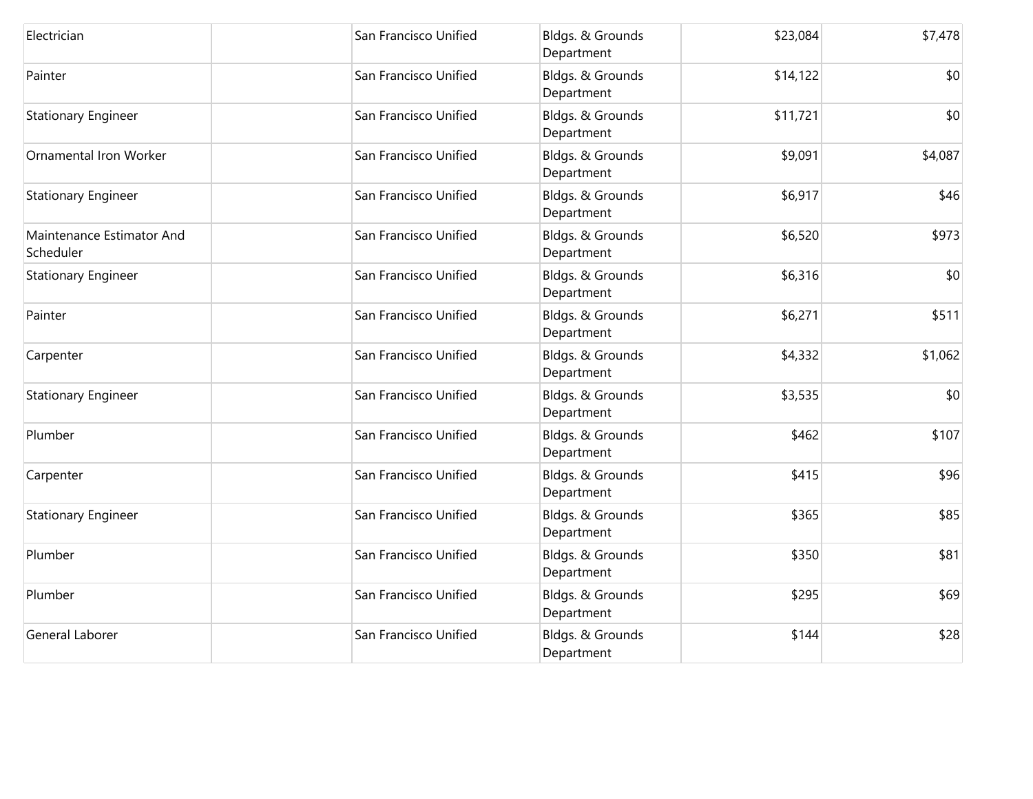| | | | | | |
|---|---|---|---|---|---|
| Electrician | | San Francisco Unified | Bldgs. & Grounds Department | $23,084 | $7,478 |
| Painter | | San Francisco Unified | Bldgs. & Grounds Department | $14,122 | $0 |
| Stationary Engineer | | San Francisco Unified | Bldgs. & Grounds Department | $11,721 | $0 |
| Ornamental Iron Worker | | San Francisco Unified | Bldgs. & Grounds Department | $9,091 | $4,087 |
| Stationary Engineer | | San Francisco Unified | Bldgs. & Grounds Department | $6,917 | $46 |
| Maintenance Estimator And Scheduler | | San Francisco Unified | Bldgs. & Grounds Department | $6,520 | $973 |
| Stationary Engineer | | San Francisco Unified | Bldgs. & Grounds Department | $6,316 | $0 |
| Painter | | San Francisco Unified | Bldgs. & Grounds Department | $6,271 | $511 |
| Carpenter | | San Francisco Unified | Bldgs. & Grounds Department | $4,332 | $1,062 |
| Stationary Engineer | | San Francisco Unified | Bldgs. & Grounds Department | $3,535 | $0 |
| Plumber | | San Francisco Unified | Bldgs. & Grounds Department | $462 | $107 |
| Carpenter | | San Francisco Unified | Bldgs. & Grounds Department | $415 | $96 |
| Stationary Engineer | | San Francisco Unified | Bldgs. & Grounds Department | $365 | $85 |
| Plumber | | San Francisco Unified | Bldgs. & Grounds Department | $350 | $81 |
| Plumber | | San Francisco Unified | Bldgs. & Grounds Department | $295 | $69 |
| General Laborer | | San Francisco Unified | Bldgs. & Grounds Department | $144 | $28 |